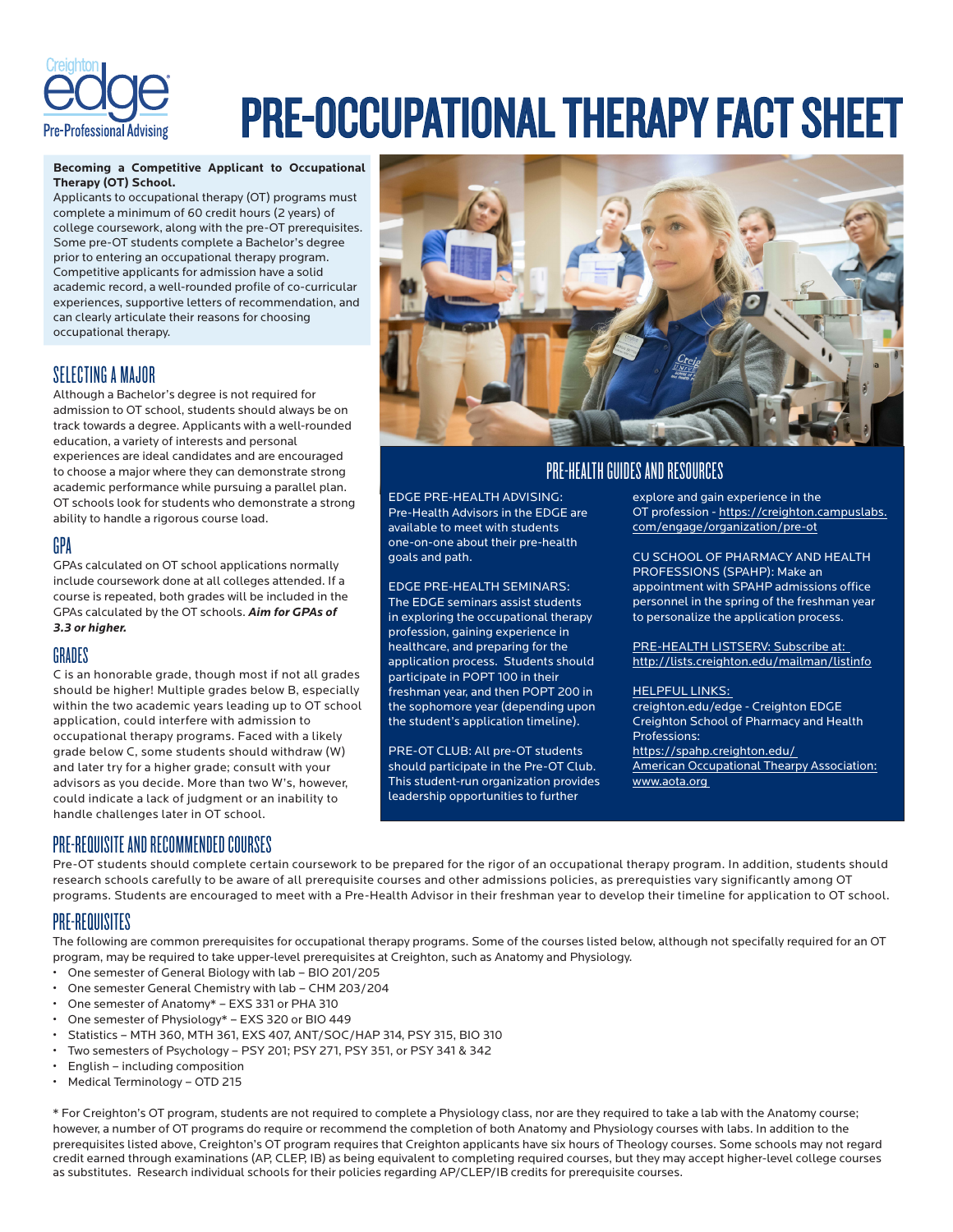# PRE-OCCUPATIONAL THERAPY FACT SHEET

Creighton edge Pre-Professional Advising

**Becoming a Competitive Applicant to Occupational Therapy (OT) School.**

Applicants to occupational therapy (OT) programs must complete a minimum of 60 credit hours (2 years) of college coursework, along with the pre-OT prerequisites. Some pre-OT students complete a Bachelor's degree prior to entering an occupational therapy program. Competitive applicants for admission have a solid academic record, a well-rounded profile of co-curricular experiences, supportive letters of recommendation, and can clearly articulate their reasons for choosing occupational therapy.

## SELECTING A MAJOR

Although a Bachelor's degree is not required for admission to OT school, students should always be on track towards a degree. Applicants with a well-rounded education, a variety of interests and personal experiences are ideal candidates and are encouraged to choose a major where they can demonstrate strong academic performance while pursuing a parallel plan. OT schools look for students who demonstrate a strong ability to handle a rigorous course load.

## GPA

GPAs calculated on OT school applications normally include coursework done at all colleges attended. If a course is repeated, both grades will be included in the GPAs calculated by the OT schools. ***Aim for GPAs of 3.3 or higher.***

## GRADES

C is an honorable grade, though most if not all grades should be higher! Multiple grades below B, especially within the two academic years leading up to OT school application, could interfere with admission to occupational therapy programs. Faced with a likely grade below C, some students should withdraw (W) and later try for a higher grade; consult with your advisors as you decide. More than two W's, however, could indicate a lack of judgment or an inability to handle challenges later in OT school.

## PRE-HEALTH GUIDES AND RESOURCES

EDGE PRE-HEALTH ADVISING: Pre-Health Advisors in the EDGE are available to meet with students one-on-one about their pre-health goals and path.

EDGE PRE-HEALTH SEMINARS: The EDGE seminars assist students in exploring the occupational therapy profession, gaining experience in healthcare, and preparing for the application process. Students should participate in POPT 100 in their freshman year, and then POPT 200 in the sophomore year (depending upon the student's application timeline).

PRE-OT CLUB: All pre-OT students should participate in the Pre-OT Club. This student-run organization provides leadership opportunities to further explore and gain experience in the OT profession - https://creighton.campuslabs.com/engage/organization/pre-ot

CU SCHOOL OF PHARMACY AND HEALTH PROFESSIONS (SPAHP): Make an appointment with SPAHP admissions office personnel in the spring of the freshman year to personalize the application process.

PRE-HEALTH LISTSERV: Subscribe at: http://lists.creighton.edu/mailman/listinfo

HELPFUL LINKS:
creighton.edu/edge - Creighton EDGE
Creighton School of Pharmacy and Health Professions:
https://spahp.creighton.edu/
American Occupational Thearpy Association: www.aota.org

## PRE-REQUISITE AND RECOMMENDED COURSES

Pre-OT students should complete certain coursework to be prepared for the rigor of an occupational therapy program. In addition, students should research schools carefully to be aware of all prerequisite courses and other admissions policies, as prerequisties vary significantly among OT programs. Students are encouraged to meet with a Pre-Health Advisor in their freshman year to develop their timeline for application to OT school.

## PRE-REQUISITES

The following are common prerequisites for occupational therapy programs. Some of the courses listed below, although not specifally required for an OT program, may be required to take upper-level prerequisites at Creighton, such as Anatomy and Physiology.

- One semester of General Biology with lab – BIO 201/205
- One semester General Chemistry with lab – CHM 203/204
- One semester of Anatomy* – EXS 331 or PHA 310
- One semester of Physiology* – EXS 320 or BIO 449
- Statistics – MTH 360, MTH 361, EXS 407, ANT/SOC/HAP 314, PSY 315, BIO 310
- Two semesters of Psychology – PSY 201; PSY 271, PSY 351, or PSY 341 & 342
- English – including composition
- Medical Terminology – OTD 215

* For Creighton's OT program, students are not required to complete a Physiology class, nor are they required to take a lab with the Anatomy course; however, a number of OT programs do require or recommend the completion of both Anatomy and Physiology courses with labs. In addition to the prerequisites listed above, Creighton's OT program requires that Creighton applicants have six hours of Theology courses. Some schools may not regard credit earned through examinations (AP, CLEP, IB) as being equivalent to completing required courses, but they may accept higher-level college courses as substitutes. Research individual schools for their policies regarding AP/CLEP/IB credits for prerequisite courses.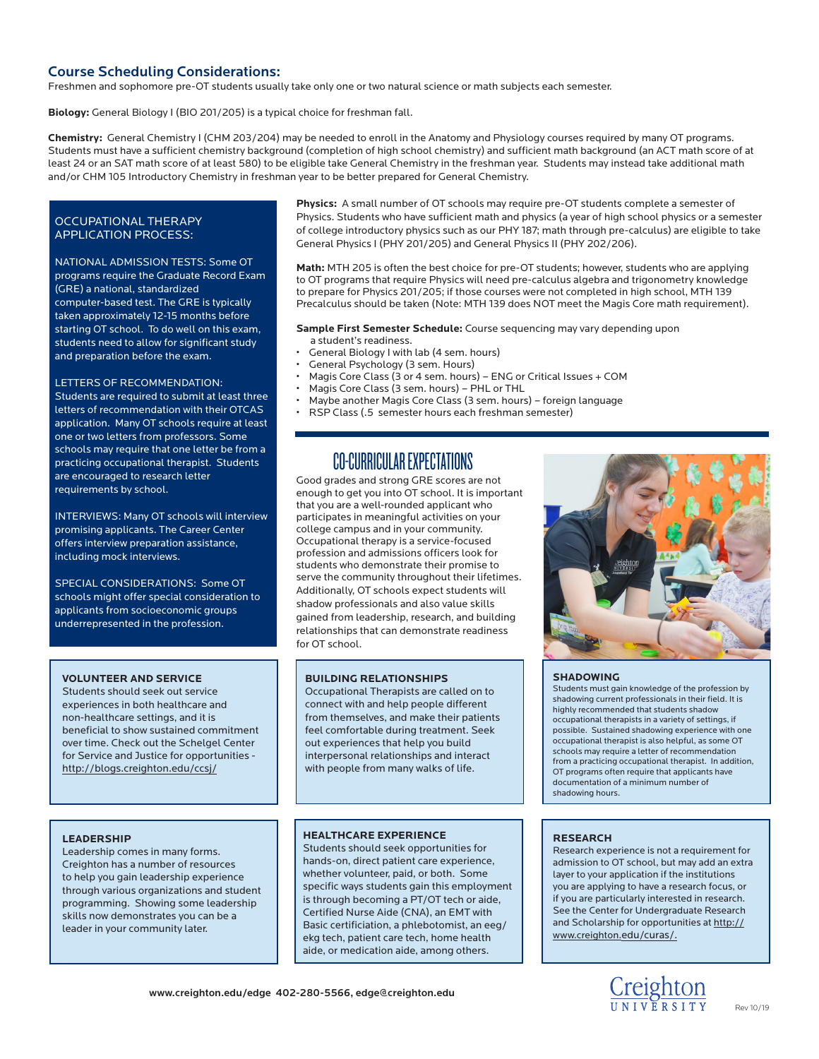## Course Scheduling Considerations:

Freshmen and sophomore pre-OT students usually take only one or two natural science or math subjects each semester.

**Biology:** General Biology I (BIO 201/205) is a typical choice for freshman fall.

**Chemistry:** General Chemistry I (CHM 203/204) may be needed to enroll in the Anatomy and Physiology courses required by many OT programs. Students must have a sufficient chemistry background (completion of high school chemistry) and sufficient math background (an ACT math score of at least 24 or an SAT math score of at least 580) to be eligible take General Chemistry in the freshman year. Students may instead take additional math and/or CHM 105 Introductory Chemistry in freshman year to be better prepared for General Chemistry.

### OCCUPATIONAL THERAPY APPLICATION PROCESS:

NATIONAL ADMISSION TESTS: Some OT programs require the Graduate Record Exam (GRE) a national, standardized computer-based test. The GRE is typically taken approximately 12-15 months before starting OT school. To do well on this exam, students need to allow for significant study and preparation before the exam.

LETTERS OF RECOMMENDATION: Students are required to submit at least three letters of recommendation with their OTCAS application. Many OT schools require at least one or two letters from professors. Some schools may require that one letter be from a practicing occupational therapist. Students are encouraged to research letter requirements by school.

INTERVIEWS: Many OT schools will interview promising applicants. The Career Center offers interview preparation assistance, including mock interviews.

SPECIAL CONSIDERATIONS: Some OT schools might offer special consideration to applicants from socioeconomic groups underrepresented in the profession.

**Physics:** A small number of OT schools may require pre-OT students complete a semester of Physics. Students who have sufficient math and physics (a year of high school physics or a semester of college introductory physics such as our PHY 187; math through pre-calculus) are eligible to take General Physics I (PHY 201/205) and General Physics II (PHY 202/206).

**Math:** MTH 205 is often the best choice for pre-OT students; however, students who are applying to OT programs that require Physics will need pre-calculus algebra and trigonometry knowledge to prepare for Physics 201/205; if those courses were not completed in high school, MTH 139 Precalculus should be taken (Note: MTH 139 does NOT meet the Magis Core math requirement).

**Sample First Semester Schedule:** Course sequencing may vary depending upon a student's readiness.

- General Biology I with lab (4 sem. hours)
- General Psychology (3 sem. Hours)
- Magis Core Class (3 or 4 sem. hours) – ENG or Critical Issues + COM
- Magis Core Class (3 sem. hours) – PHL or THL
- Maybe another Magis Core Class (3 sem. hours) – foreign language
- RSP Class (.5 semester hours each freshman semester)

## CO-CURRICULAR EXPECTATIONS

Good grades and strong GRE scores are not enough to get you into OT school. It is important that you are a well-rounded applicant who participates in meaningful activities on your college campus and in your community. Occupational therapy is a service-focused profession and admissions officers look for students who demonstrate their promise to serve the community throughout their lifetimes. Additionally, OT schools expect students will shadow professionals and also value skills gained from leadership, research, and building relationships that can demonstrate readiness for OT school.

### VOLUNTEER AND SERVICE

Students should seek out service experiences in both healthcare and non-healthcare settings, and it is beneficial to show sustained commitment over time. Check out the Schelgel Center for Service and Justice for opportunities - http://blogs.creighton.edu/ccsj/

### BUILDING RELATIONSHIPS

Occupational Therapists are called on to connect with and help people different from themselves, and make their patients feel comfortable during treatment. Seek out experiences that help you build interpersonal relationships and interact with people from many walks of life.

### SHADOWING

Students must gain knowledge of the profession by shadowing current professionals in their field. It is highly recommended that students shadow occupational therapists in a variety of settings, if possible. Sustained shadowing experience with one occupational therapist is also helpful, as some OT schools may require a letter of recommendation from a practicing occupational therapist. In addition, OT programs often require that applicants have documentation of a minimum number of shadowing hours.

### LEADERSHIP

Leadership comes in many forms. Creighton has a number of resources to help you gain leadership experience through various organizations and student programming. Showing some leadership skills now demonstrates you can be a leader in your community later.

### HEALTHCARE EXPERIENCE

Students should seek opportunities for hands-on, direct patient care experience, whether volunteer, paid, or both. Some specific ways students gain this employment is through becoming a PT/OT tech or aide, Certified Nurse Aide (CNA), an EMT with Basic certificiation, a phlebotomist, an eeg/ekg tech, patient care tech, home health aide, or medication aide, among others.

### RESEARCH

Research experience is not a requirement for admission to OT school, but may add an extra layer to your application if the institutions you are applying to have a research focus, or if you are particularly interested in research. See the Center for Undergraduate Research and Scholarship for opportunities at http://www.creighton.edu/curas/.

www.creighton.edu/edge 402-280-5566, edge@creighton.edu

Creighton UNIVERSITY

Rev 10/19